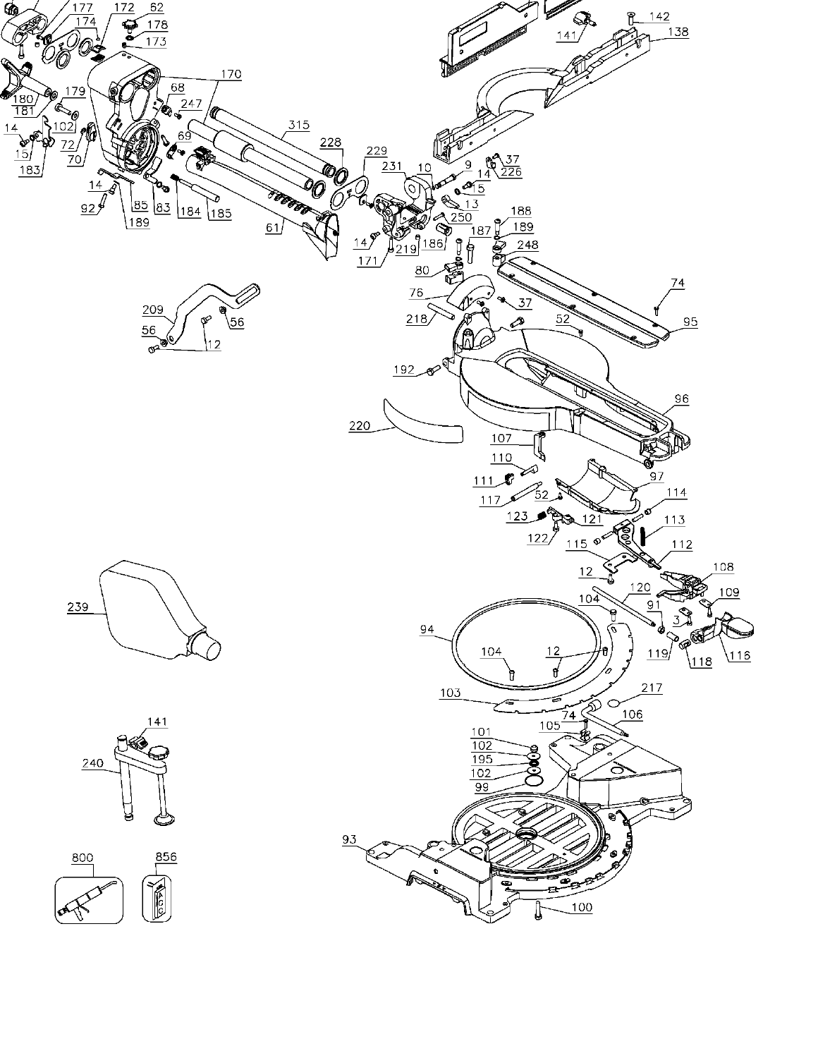177 172 62 174 178 173 180 181 179 170 68 247 14 102 15 72 183 70 69 315 228 229 231 10 9 14 5 37 226 13 250 14 85 83 184 185 92 189 61 171 219 186 187 188 189 248 80 76 74 37 218 209 56 56 12 52 95 192 96 220 107 110 111 97 52 114 117 123 121 113 122 115 112 12 108 120 109 104 91 3 239 94 104 12 119 118 116 103 217 74 105 106 141 101 240 102 195 102 99 93 100 800 856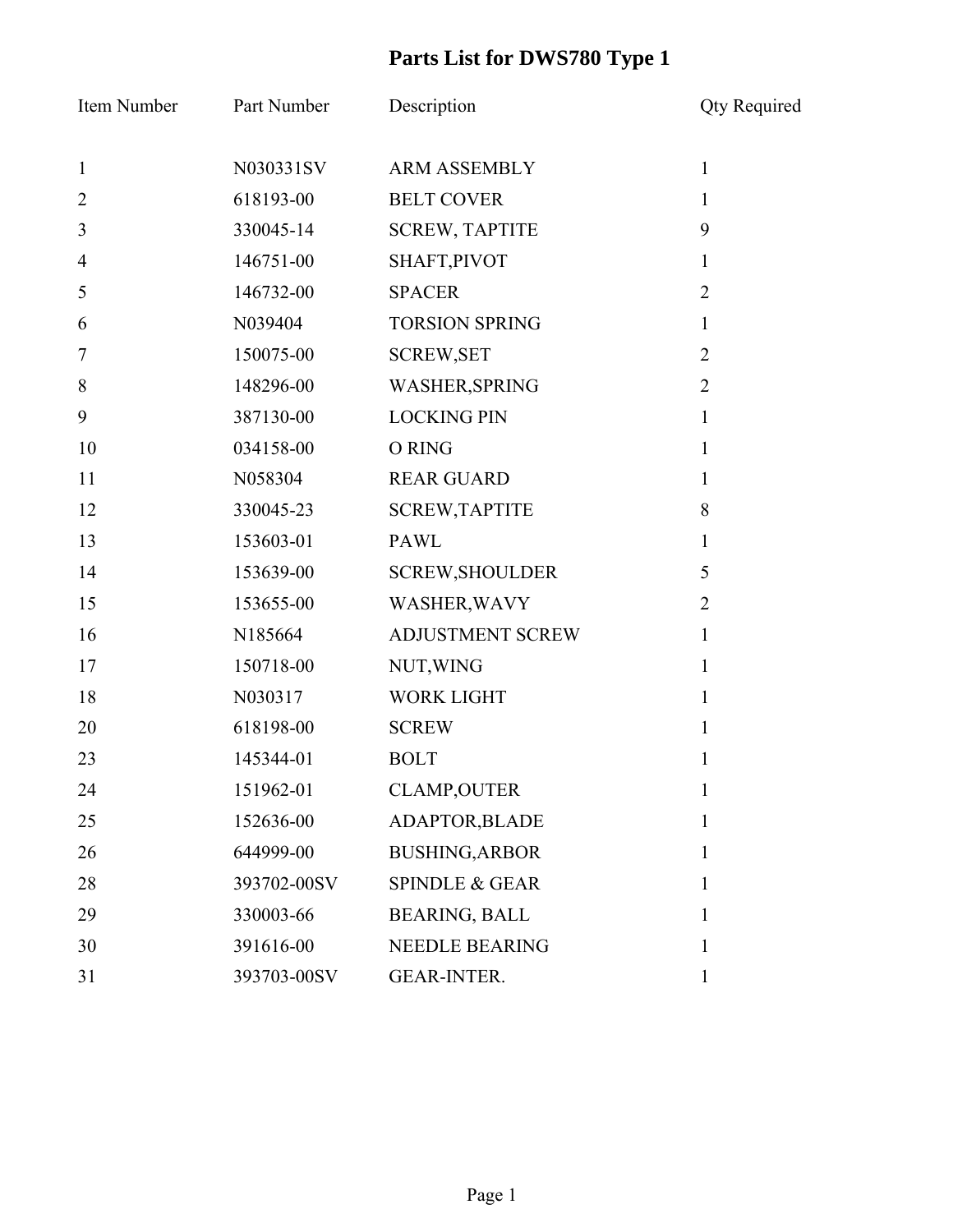# Parts List for DWS780 Type 1

| Item Number | Part Number | Description | Qty Required |
|---|---|---|---|
| 1 | N030331SV | ARM ASSEMBLY | 1 |
| 2 | 618193-00 | BELT COVER | 1 |
| 3 | 330045-14 | SCREW, TAPTITE | 9 |
| 4 | 146751-00 | SHAFT,PIVOT | 1 |
| 5 | 146732-00 | SPACER | 2 |
| 6 | N039404 | TORSION SPRING | 1 |
| 7 | 150075-00 | SCREW,SET | 2 |
| 8 | 148296-00 | WASHER,SPRING | 2 |
| 9 | 387130-00 | LOCKING PIN | 1 |
| 10 | 034158-00 | O RING | 1 |
| 11 | N058304 | REAR GUARD | 1 |
| 12 | 330045-23 | SCREW,TAPTITE | 8 |
| 13 | 153603-01 | PAWL | 1 |
| 14 | 153639-00 | SCREW,SHOULDER | 5 |
| 15 | 153655-00 | WASHER,WAVY | 2 |
| 16 | N185664 | ADJUSTMENT SCREW | 1 |
| 17 | 150718-00 | NUT,WING | 1 |
| 18 | N030317 | WORK LIGHT | 1 |
| 20 | 618198-00 | SCREW | 1 |
| 23 | 145344-01 | BOLT | 1 |
| 24 | 151962-01 | CLAMP,OUTER | 1 |
| 25 | 152636-00 | ADAPTOR,BLADE | 1 |
| 26 | 644999-00 | BUSHING,ARBOR | 1 |
| 28 | 393702-00SV | SPINDLE & GEAR | 1 |
| 29 | 330003-66 | BEARING, BALL | 1 |
| 30 | 391616-00 | NEEDLE BEARING | 1 |
| 31 | 393703-00SV | GEAR-INTER. | 1 |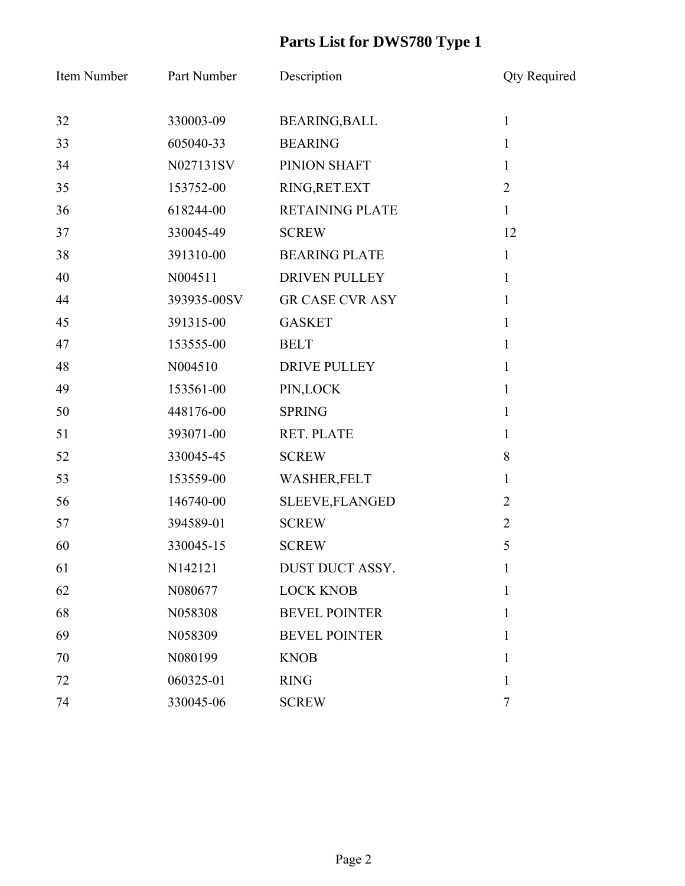# Parts List for DWS780 Type 1

| Item Number | Part Number | Description | Qty Required |
| --- | --- | --- | --- |
| 32 | 330003-09 | BEARING,BALL | 1 |
| 33 | 605040-33 | BEARING | 1 |
| 34 | N027131SV | PINION SHAFT | 1 |
| 35 | 153752-00 | RING,RET.EXT | 2 |
| 36 | 618244-00 | RETAINING PLATE | 1 |
| 37 | 330045-49 | SCREW | 12 |
| 38 | 391310-00 | BEARING PLATE | 1 |
| 40 | N004511 | DRIVEN PULLEY | 1 |
| 44 | 393935-00SV | GR CASE CVR ASY | 1 |
| 45 | 391315-00 | GASKET | 1 |
| 47 | 153555-00 | BELT | 1 |
| 48 | N004510 | DRIVE PULLEY | 1 |
| 49 | 153561-00 | PIN,LOCK | 1 |
| 50 | 448176-00 | SPRING | 1 |
| 51 | 393071-00 | RET. PLATE | 1 |
| 52 | 330045-45 | SCREW | 8 |
| 53 | 153559-00 | WASHER,FELT | 1 |
| 56 | 146740-00 | SLEEVE,FLANGED | 2 |
| 57 | 394589-01 | SCREW | 2 |
| 60 | 330045-15 | SCREW | 5 |
| 61 | N142121 | DUST DUCT ASSY. | 1 |
| 62 | N080677 | LOCK KNOB | 1 |
| 68 | N058308 | BEVEL POINTER | 1 |
| 69 | N058309 | BEVEL POINTER | 1 |
| 70 | N080199 | KNOB | 1 |
| 72 | 060325-01 | RING | 1 |
| 74 | 330045-06 | SCREW | 7 |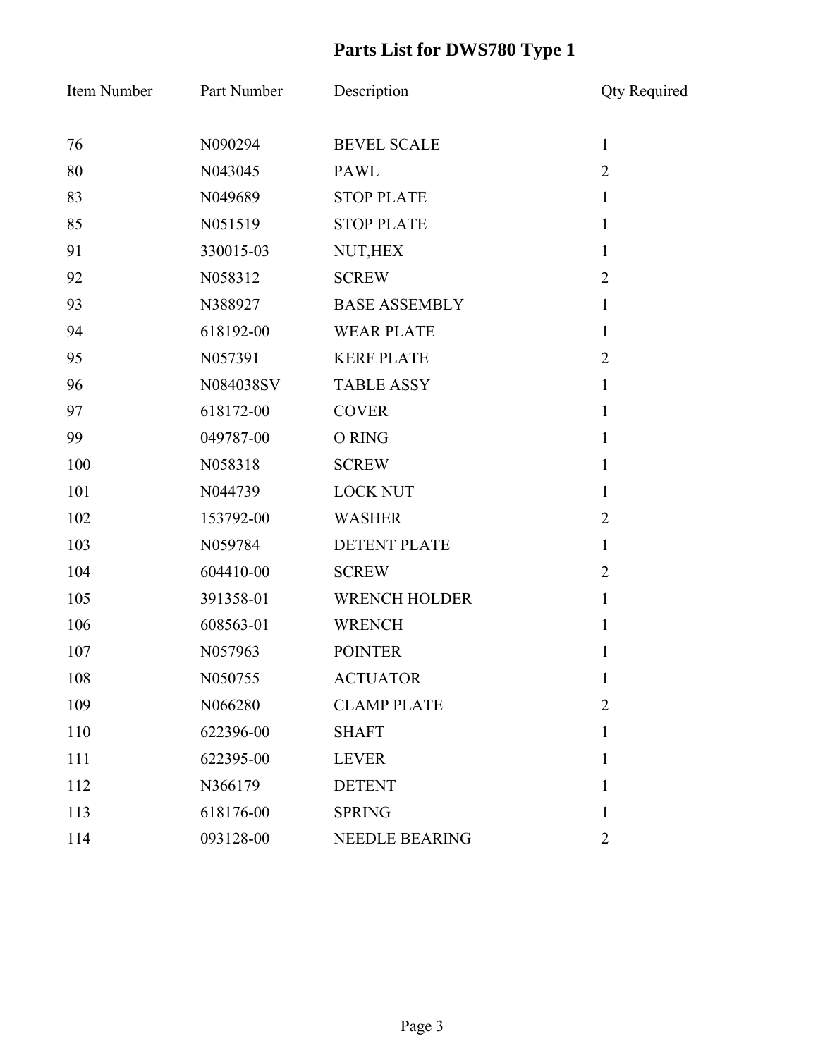# Parts List for DWS780 Type 1

| Item Number | Part Number | Description | Qty Required |
|---|---|---|---|
| 76 | N090294 | BEVEL SCALE | 1 |
| 80 | N043045 | PAWL | 2 |
| 83 | N049689 | STOP PLATE | 1 |
| 85 | N051519 | STOP PLATE | 1 |
| 91 | 330015-03 | NUT,HEX | 1 |
| 92 | N058312 | SCREW | 2 |
| 93 | N388927 | BASE ASSEMBLY | 1 |
| 94 | 618192-00 | WEAR PLATE | 1 |
| 95 | N057391 | KERF PLATE | 2 |
| 96 | N084038SV | TABLE ASSY | 1 |
| 97 | 618172-00 | COVER | 1 |
| 99 | 049787-00 | O RING | 1 |
| 100 | N058318 | SCREW | 1 |
| 101 | N044739 | LOCK NUT | 1 |
| 102 | 153792-00 | WASHER | 2 |
| 103 | N059784 | DETENT PLATE | 1 |
| 104 | 604410-00 | SCREW | 2 |
| 105 | 391358-01 | WRENCH HOLDER | 1 |
| 106 | 608563-01 | WRENCH | 1 |
| 107 | N057963 | POINTER | 1 |
| 108 | N050755 | ACTUATOR | 1 |
| 109 | N066280 | CLAMP PLATE | 2 |
| 110 | 622396-00 | SHAFT | 1 |
| 111 | 622395-00 | LEVER | 1 |
| 112 | N366179 | DETENT | 1 |
| 113 | 618176-00 | SPRING | 1 |
| 114 | 093128-00 | NEEDLE BEARING | 2 |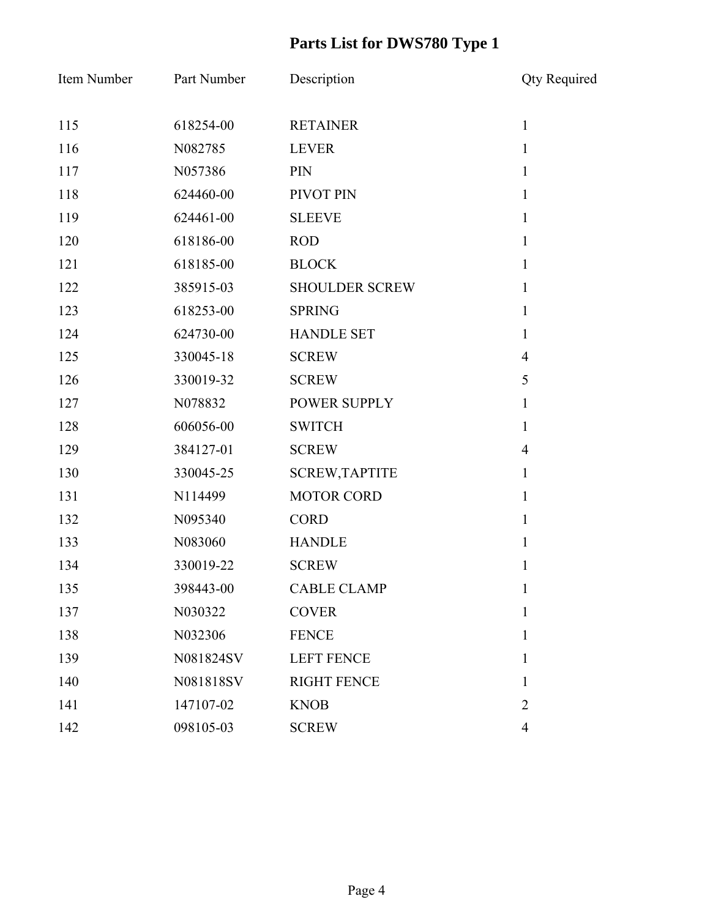# Parts List for DWS780 Type 1

| Item Number | Part Number | Description | Qty Required |
|---|---|---|---|
| 115 | 618254-00 | RETAINER | 1 |
| 116 | N082785 | LEVER | 1 |
| 117 | N057386 | PIN | 1 |
| 118 | 624460-00 | PIVOT PIN | 1 |
| 119 | 624461-00 | SLEEVE | 1 |
| 120 | 618186-00 | ROD | 1 |
| 121 | 618185-00 | BLOCK | 1 |
| 122 | 385915-03 | SHOULDER SCREW | 1 |
| 123 | 618253-00 | SPRING | 1 |
| 124 | 624730-00 | HANDLE SET | 1 |
| 125 | 330045-18 | SCREW | 4 |
| 126 | 330019-32 | SCREW | 5 |
| 127 | N078832 | POWER SUPPLY | 1 |
| 128 | 606056-00 | SWITCH | 1 |
| 129 | 384127-01 | SCREW | 4 |
| 130 | 330045-25 | SCREW,TAPTITE | 1 |
| 131 | N114499 | MOTOR CORD | 1 |
| 132 | N095340 | CORD | 1 |
| 133 | N083060 | HANDLE | 1 |
| 134 | 330019-22 | SCREW | 1 |
| 135 | 398443-00 | CABLE CLAMP | 1 |
| 137 | N030322 | COVER | 1 |
| 138 | N032306 | FENCE | 1 |
| 139 | N081824SV | LEFT FENCE | 1 |
| 140 | N081818SV | RIGHT FENCE | 1 |
| 141 | 147107-02 | KNOB | 2 |
| 142 | 098105-03 | SCREW | 4 |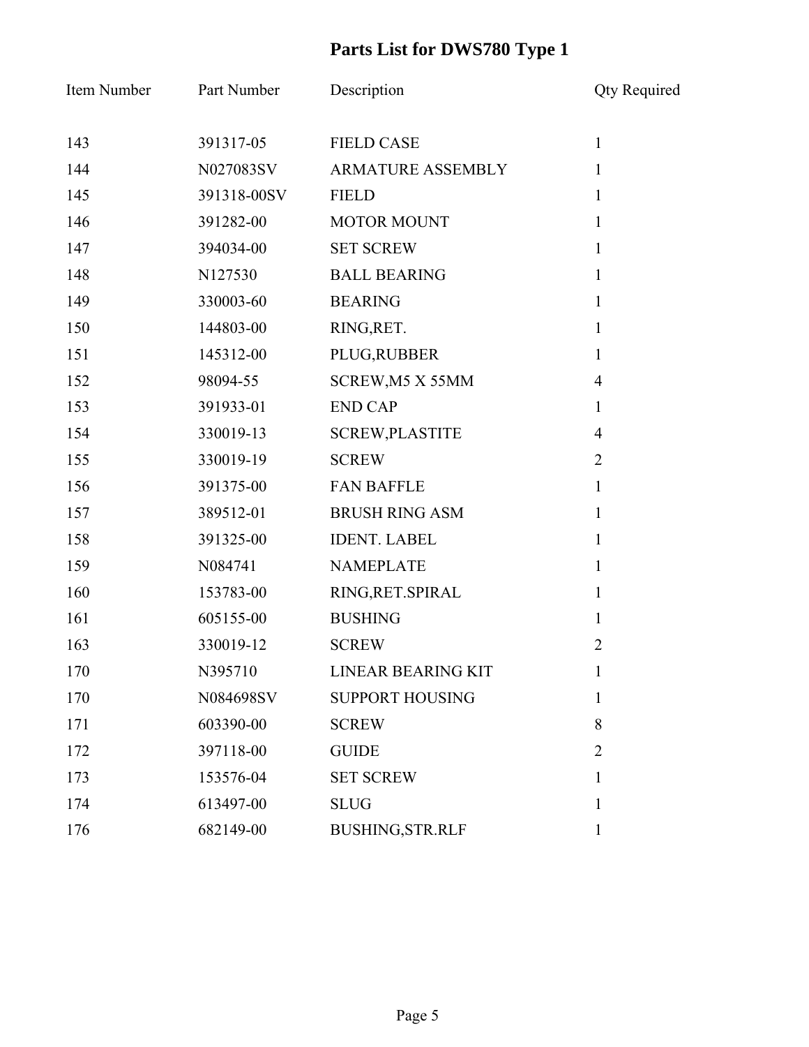# Parts List for DWS780 Type 1

| Item Number | Part Number | Description | Qty Required |
|---|---|---|---|
| 143 | 391317-05 | FIELD CASE | 1 |
| 144 | N027083SV | ARMATURE ASSEMBLY | 1 |
| 145 | 391318-00SV | FIELD | 1 |
| 146 | 391282-00 | MOTOR MOUNT | 1 |
| 147 | 394034-00 | SET SCREW | 1 |
| 148 | N127530 | BALL BEARING | 1 |
| 149 | 330003-60 | BEARING | 1 |
| 150 | 144803-00 | RING,RET. | 1 |
| 151 | 145312-00 | PLUG,RUBBER | 1 |
| 152 | 98094-55 | SCREW,M5 X 55MM | 4 |
| 153 | 391933-01 | END CAP | 1 |
| 154 | 330019-13 | SCREW,PLASTITE | 4 |
| 155 | 330019-19 | SCREW | 2 |
| 156 | 391375-00 | FAN BAFFLE | 1 |
| 157 | 389512-01 | BRUSH RING ASM | 1 |
| 158 | 391325-00 | IDENT. LABEL | 1 |
| 159 | N084741 | NAMEPLATE | 1 |
| 160 | 153783-00 | RING,RET.SPIRAL | 1 |
| 161 | 605155-00 | BUSHING | 1 |
| 163 | 330019-12 | SCREW | 2 |
| 170 | N395710 | LINEAR BEARING KIT | 1 |
| 170 | N084698SV | SUPPORT HOUSING | 1 |
| 171 | 603390-00 | SCREW | 8 |
| 172 | 397118-00 | GUIDE | 2 |
| 173 | 153576-04 | SET SCREW | 1 |
| 174 | 613497-00 | SLUG | 1 |
| 176 | 682149-00 | BUSHING,STR.RLF | 1 |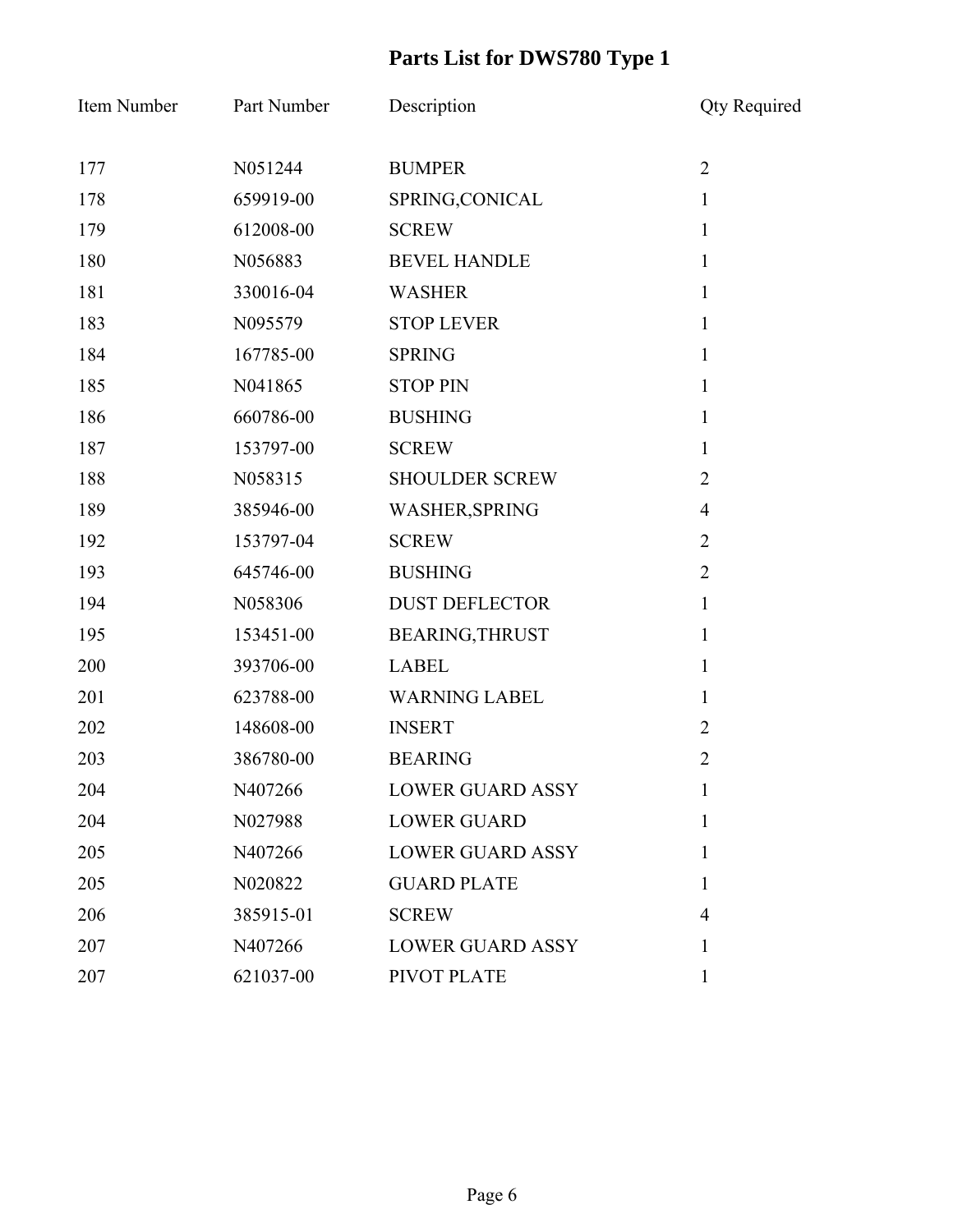# Parts List for DWS780 Type 1

| Item Number | Part Number | Description | Qty Required |
|---|---|---|---|
| 177 | N051244 | BUMPER | 2 |
| 178 | 659919-00 | SPRING,CONICAL | 1 |
| 179 | 612008-00 | SCREW | 1 |
| 180 | N056883 | BEVEL HANDLE | 1 |
| 181 | 330016-04 | WASHER | 1 |
| 183 | N095579 | STOP LEVER | 1 |
| 184 | 167785-00 | SPRING | 1 |
| 185 | N041865 | STOP PIN | 1 |
| 186 | 660786-00 | BUSHING | 1 |
| 187 | 153797-00 | SCREW | 1 |
| 188 | N058315 | SHOULDER SCREW | 2 |
| 189 | 385946-00 | WASHER,SPRING | 4 |
| 192 | 153797-04 | SCREW | 2 |
| 193 | 645746-00 | BUSHING | 2 |
| 194 | N058306 | DUST DEFLECTOR | 1 |
| 195 | 153451-00 | BEARING,THRUST | 1 |
| 200 | 393706-00 | LABEL | 1 |
| 201 | 623788-00 | WARNING LABEL | 1 |
| 202 | 148608-00 | INSERT | 2 |
| 203 | 386780-00 | BEARING | 2 |
| 204 | N407266 | LOWER GUARD ASSY | 1 |
| 204 | N027988 | LOWER GUARD | 1 |
| 205 | N407266 | LOWER GUARD ASSY | 1 |
| 205 | N020822 | GUARD PLATE | 1 |
| 206 | 385915-01 | SCREW | 4 |
| 207 | N407266 | LOWER GUARD ASSY | 1 |
| 207 | 621037-00 | PIVOT PLATE | 1 |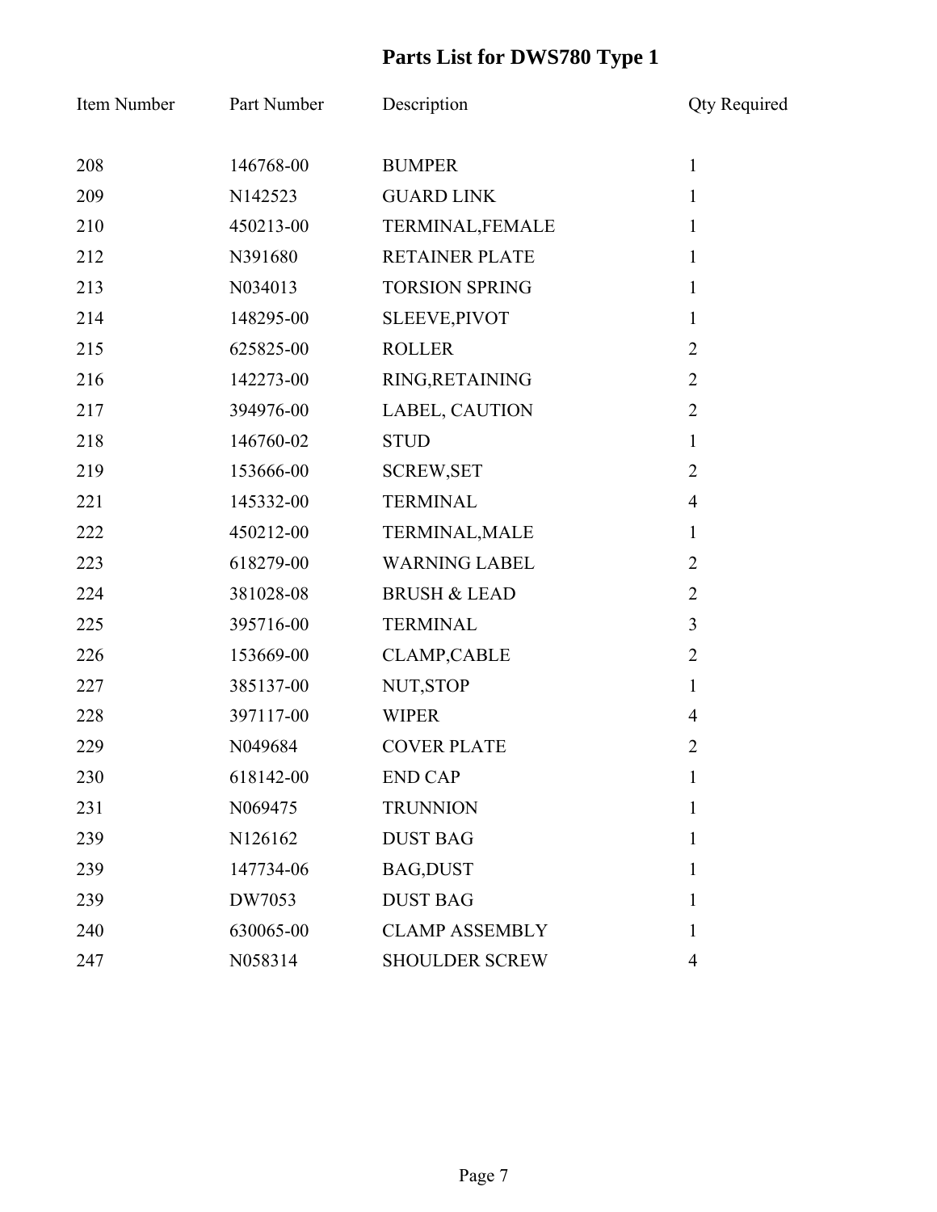# Parts List for DWS780 Type 1

| Item Number | Part Number | Description | Qty Required |
|---|---|---|---|
| 208 | 146768-00 | BUMPER | 1 |
| 209 | N142523 | GUARD LINK | 1 |
| 210 | 450213-00 | TERMINAL,FEMALE | 1 |
| 212 | N391680 | RETAINER PLATE | 1 |
| 213 | N034013 | TORSION SPRING | 1 |
| 214 | 148295-00 | SLEEVE,PIVOT | 1 |
| 215 | 625825-00 | ROLLER | 2 |
| 216 | 142273-00 | RING,RETAINING | 2 |
| 217 | 394976-00 | LABEL, CAUTION | 2 |
| 218 | 146760-02 | STUD | 1 |
| 219 | 153666-00 | SCREW,SET | 2 |
| 221 | 145332-00 | TERMINAL | 4 |
| 222 | 450212-00 | TERMINAL,MALE | 1 |
| 223 | 618279-00 | WARNING LABEL | 2 |
| 224 | 381028-08 | BRUSH & LEAD | 2 |
| 225 | 395716-00 | TERMINAL | 3 |
| 226 | 153669-00 | CLAMP,CABLE | 2 |
| 227 | 385137-00 | NUT,STOP | 1 |
| 228 | 397117-00 | WIPER | 4 |
| 229 | N049684 | COVER PLATE | 2 |
| 230 | 618142-00 | END CAP | 1 |
| 231 | N069475 | TRUNNION | 1 |
| 239 | N126162 | DUST BAG | 1 |
| 239 | 147734-06 | BAG,DUST | 1 |
| 239 | DW7053 | DUST BAG | 1 |
| 240 | 630065-00 | CLAMP ASSEMBLY | 1 |
| 247 | N058314 | SHOULDER SCREW | 4 |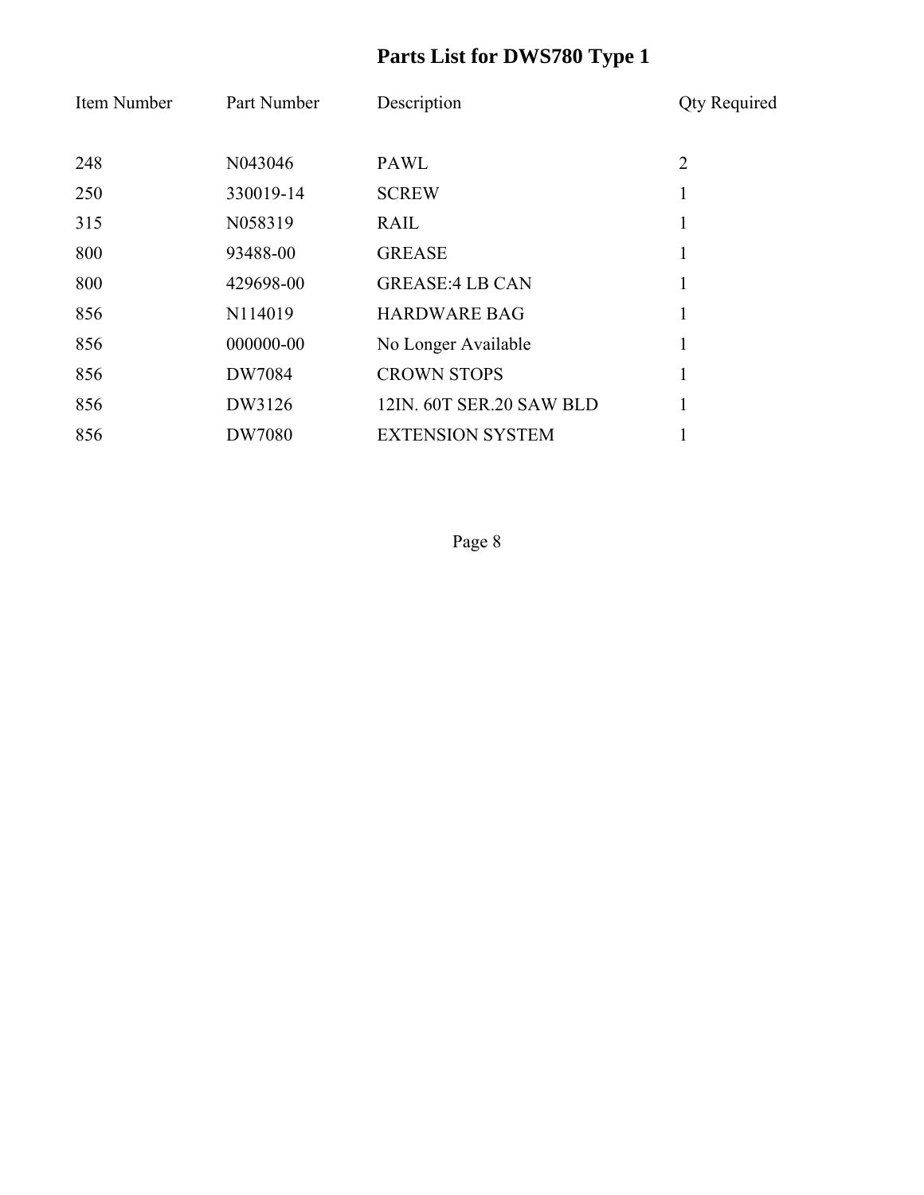# Parts List for DWS780 Type 1

| Item Number | Part Number | Description | Qty Required |
|---|---|---|---|
| 248 | N043046 | PAWL | 2 |
| 250 | 330019-14 | SCREW | 1 |
| 315 | N058319 | RAIL | 1 |
| 800 | 93488-00 | GREASE | 1 |
| 800 | 429698-00 | GREASE:4 LB CAN | 1 |
| 856 | N114019 | HARDWARE BAG | 1 |
| 856 | 000000-00 | No Longer Available | 1 |
| 856 | DW7084 | CROWN STOPS | 1 |
| 856 | DW3126 | 12IN. 60T SER.20 SAW BLD | 1 |
| 856 | DW7080 | EXTENSION SYSTEM | 1 |